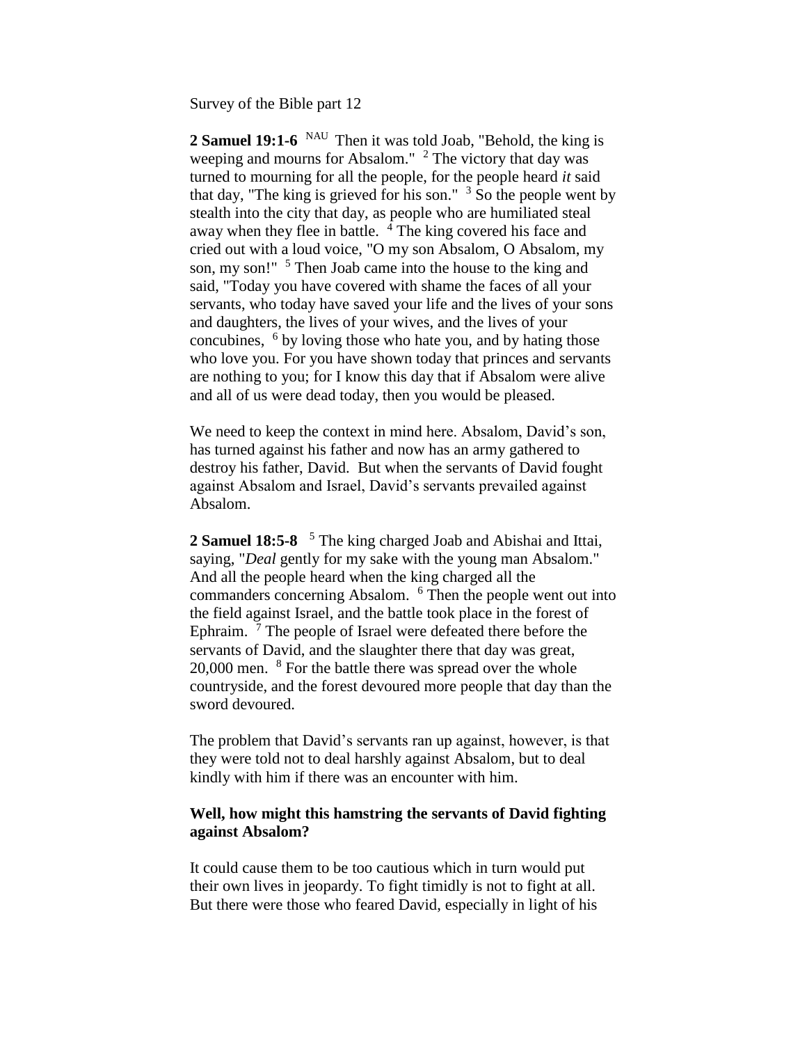Survey of the Bible part 12

**2 Samuel 19:1-6** NAU Then it was told Joab, "Behold, the king is weeping and mourns for Absalom." [2] The victory that day was turned to mourning for all the people, for the people heard *it* said that day, "The king is grieved for his son." [3] So the people went by stealth into the city that day, as people who are humiliated steal away when they flee in battle. [4] The king covered his face and cried out with a loud voice, "O my son Absalom, O Absalom, my son, my son!" [5] Then Joab came into the house to the king and said, "Today you have covered with shame the faces of all your servants, who today have saved your life and the lives of your sons and daughters, the lives of your wives, and the lives of your concubines, [6] by loving those who hate you, and by hating those who love you. For you have shown today that princes and servants are nothing to you; for I know this day that if Absalom were alive and all of us were dead today, then you would be pleased.

We need to keep the context in mind here. Absalom, David's son, has turned against his father and now has an army gathered to destroy his father, David. But when the servants of David fought against Absalom and Israel, David's servants prevailed against Absalom.

**2 Samuel 18:5-8** [5] The king charged Joab and Abishai and Ittai, saying, "*Deal* gently for my sake with the young man Absalom." And all the people heard when the king charged all the commanders concerning Absalom. [6] Then the people went out into the field against Israel, and the battle took place in the forest of Ephraim. [7] The people of Israel were defeated there before the servants of David, and the slaughter there that day was great, 20,000 men. [8] For the battle there was spread over the whole countryside, and the forest devoured more people that day than the sword devoured.

The problem that David's servants ran up against, however, is that they were told not to deal harshly against Absalom, but to deal kindly with him if there was an encounter with him.

**Well, how might this hamstring the servants of David fighting against Absalom?**

It could cause them to be too cautious which in turn would put their own lives in jeopardy. To fight timidly is not to fight at all. But there were those who feared David, especially in light of his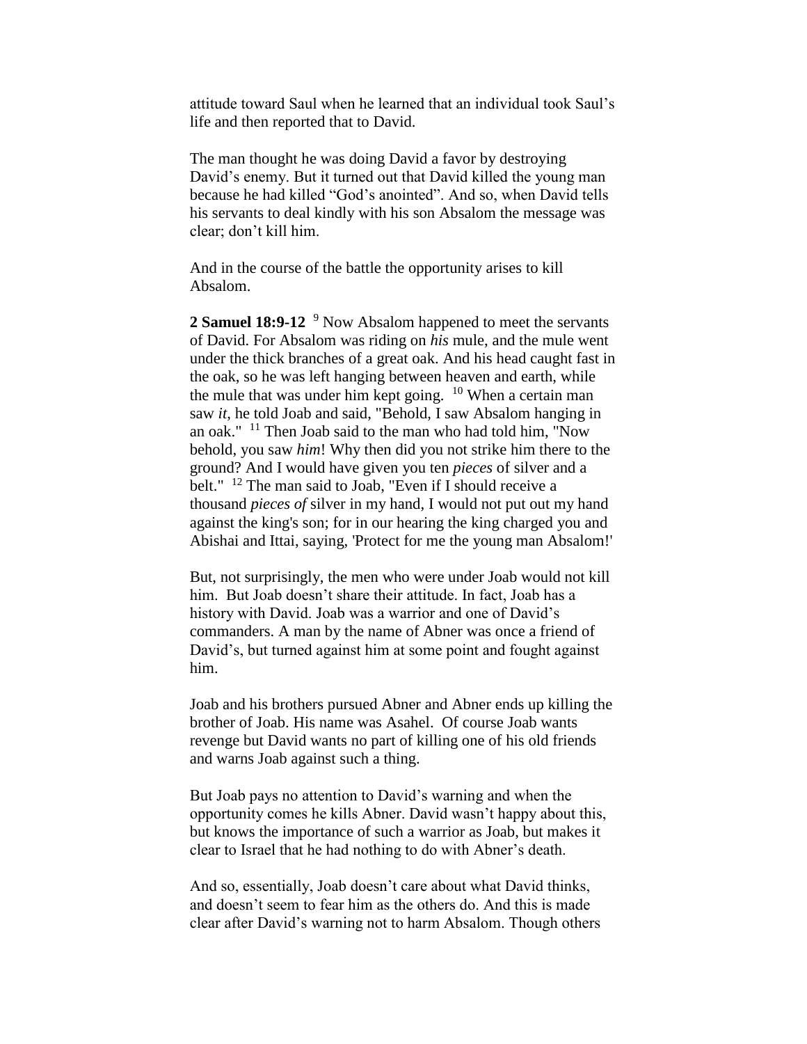attitude toward Saul when he learned that an individual took Saul's life and then reported that to David.

The man thought he was doing David a favor by destroying David's enemy. But it turned out that David killed the young man because he had killed "God's anointed". And so, when David tells his servants to deal kindly with his son Absalom the message was clear; don't kill him.

And in the course of the battle the opportunity arises to kill Absalom.

**2 Samuel 18:9-12** [9] Now Absalom happened to meet the servants of David. For Absalom was riding on *his* mule, and the mule went under the thick branches of a great oak. And his head caught fast in the oak, so he was left hanging between heaven and earth, while the mule that was under him kept going. [10] When a certain man saw *it*, he told Joab and said, "Behold, I saw Absalom hanging in an oak." [11] Then Joab said to the man who had told him, "Now behold, you saw *him*! Why then did you not strike him there to the ground? And I would have given you ten *pieces* of silver and a belt." [12] The man said to Joab, "Even if I should receive a thousand *pieces of* silver in my hand, I would not put out my hand against the king's son; for in our hearing the king charged you and Abishai and Ittai, saying, 'Protect for me the young man Absalom!'

But, not surprisingly, the men who were under Joab would not kill him. But Joab doesn't share their attitude. In fact, Joab has a history with David. Joab was a warrior and one of David's commanders. A man by the name of Abner was once a friend of David's, but turned against him at some point and fought against him.

Joab and his brothers pursued Abner and Abner ends up killing the brother of Joab. His name was Asahel. Of course Joab wants revenge but David wants no part of killing one of his old friends and warns Joab against such a thing.

But Joab pays no attention to David's warning and when the opportunity comes he kills Abner. David wasn't happy about this, but knows the importance of such a warrior as Joab, but makes it clear to Israel that he had nothing to do with Abner's death.

And so, essentially, Joab doesn't care about what David thinks, and doesn't seem to fear him as the others do. And this is made clear after David's warning not to harm Absalom. Though others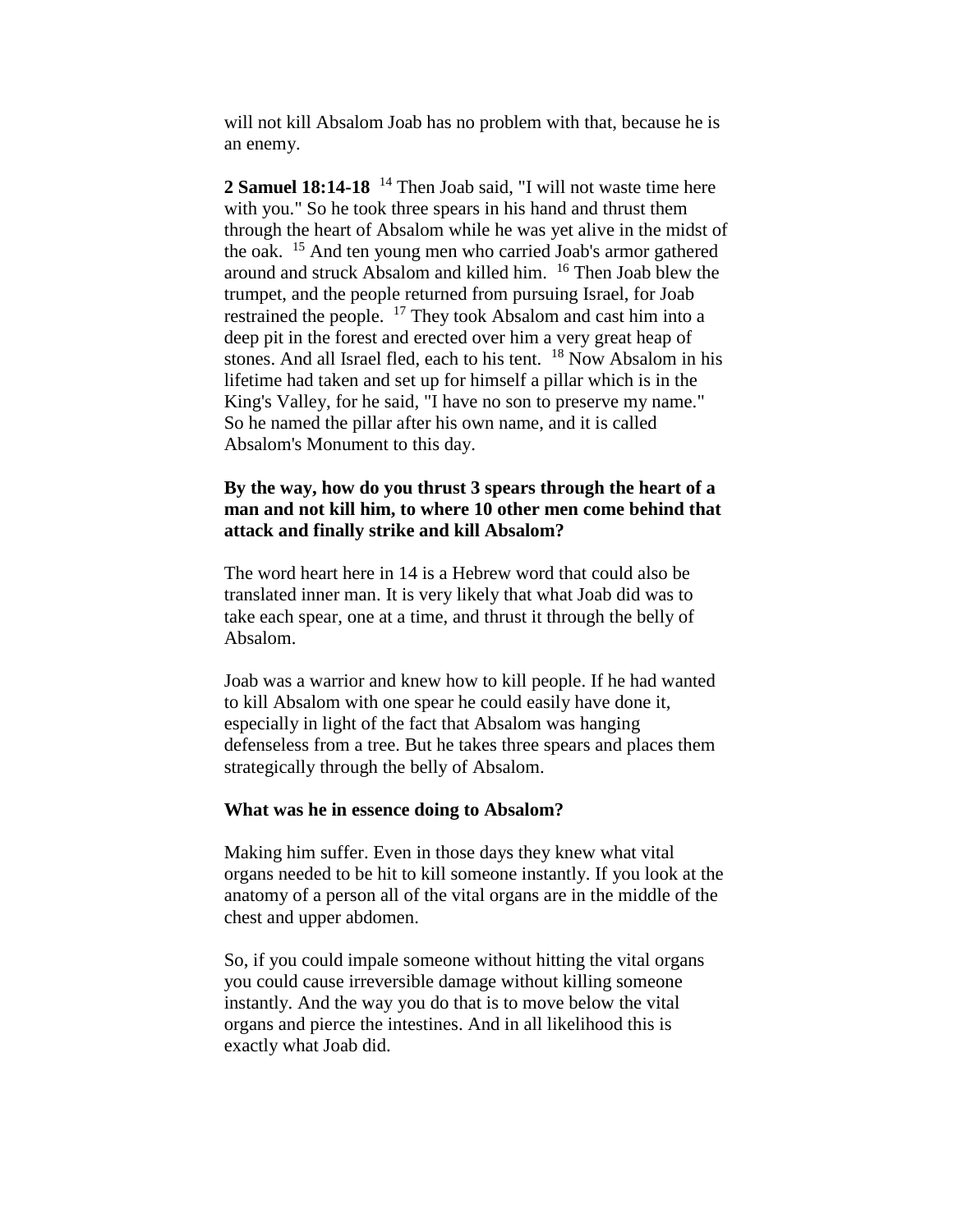will not kill Absalom Joab has no problem with that, because he is an enemy.

**2 Samuel 18:14-18** [14] Then Joab said, "I will not waste time here with you." So he took three spears in his hand and thrust them through the heart of Absalom while he was yet alive in the midst of the oak. [15] And ten young men who carried Joab's armor gathered around and struck Absalom and killed him. [16] Then Joab blew the trumpet, and the people returned from pursuing Israel, for Joab restrained the people. [17] They took Absalom and cast him into a deep pit in the forest and erected over him a very great heap of stones. And all Israel fled, each to his tent. [18] Now Absalom in his lifetime had taken and set up for himself a pillar which is in the King's Valley, for he said, "I have no son to preserve my name." So he named the pillar after his own name, and it is called Absalom's Monument to this day.

**By the way, how do you thrust 3 spears through the heart of a man and not kill him, to where 10 other men come behind that attack and finally strike and kill Absalom?**

The word heart here in 14 is a Hebrew word that could also be translated inner man. It is very likely that what Joab did was to take each spear, one at a time, and thrust it through the belly of Absalom.

Joab was a warrior and knew how to kill people. If he had wanted to kill Absalom with one spear he could easily have done it, especially in light of the fact that Absalom was hanging defenseless from a tree. But he takes three spears and places them strategically through the belly of Absalom.

**What was he in essence doing to Absalom?**

Making him suffer. Even in those days they knew what vital organs needed to be hit to kill someone instantly. If you look at the anatomy of a person all of the vital organs are in the middle of the chest and upper abdomen.

So, if you could impale someone without hitting the vital organs you could cause irreversible damage without killing someone instantly. And the way you do that is to move below the vital organs and pierce the intestines. And in all likelihood this is exactly what Joab did.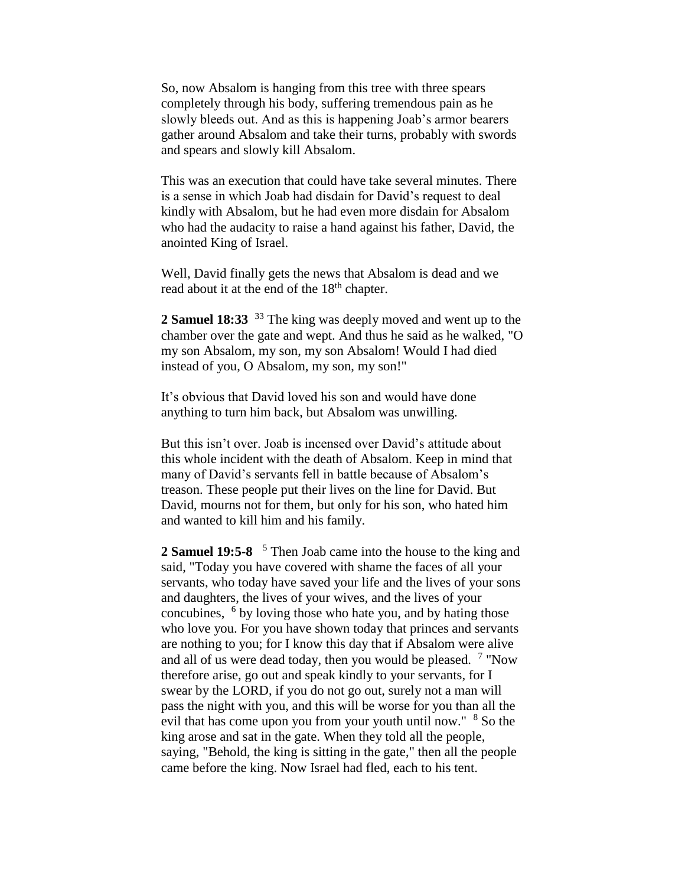So, now Absalom is hanging from this tree with three spears completely through his body, suffering tremendous pain as he slowly bleeds out. And as this is happening Joab's armor bearers gather around Absalom and take their turns, probably with swords and spears and slowly kill Absalom.

This was an execution that could have take several minutes. There is a sense in which Joab had disdain for David's request to deal kindly with Absalom, but he had even more disdain for Absalom who had the audacity to raise a hand against his father, David, the anointed King of Israel.

Well, David finally gets the news that Absalom is dead and we read about it at the end of the 18th chapter.

**2 Samuel 18:33** [33] The king was deeply moved and went up to the chamber over the gate and wept. And thus he said as he walked, "O my son Absalom, my son, my son Absalom! Would I had died instead of you, O Absalom, my son, my son!"

It's obvious that David loved his son and would have done anything to turn him back, but Absalom was unwilling.

But this isn't over. Joab is incensed over David's attitude about this whole incident with the death of Absalom. Keep in mind that many of David's servants fell in battle because of Absalom's treason. These people put their lives on the line for David. But David, mourns not for them, but only for his son, who hated him and wanted to kill him and his family.

**2 Samuel 19:5-8** [5] Then Joab came into the house to the king and said, "Today you have covered with shame the faces of all your servants, who today have saved your life and the lives of your sons and daughters, the lives of your wives, and the lives of your concubines, [6] by loving those who hate you, and by hating those who love you. For you have shown today that princes and servants are nothing to you; for I know this day that if Absalom were alive and all of us were dead today, then you would be pleased. [7] "Now therefore arise, go out and speak kindly to your servants, for I swear by the LORD, if you do not go out, surely not a man will pass the night with you, and this will be worse for you than all the evil that has come upon you from your youth until now." [8] So the king arose and sat in the gate. When they told all the people, saying, "Behold, the king is sitting in the gate," then all the people came before the king. Now Israel had fled, each to his tent.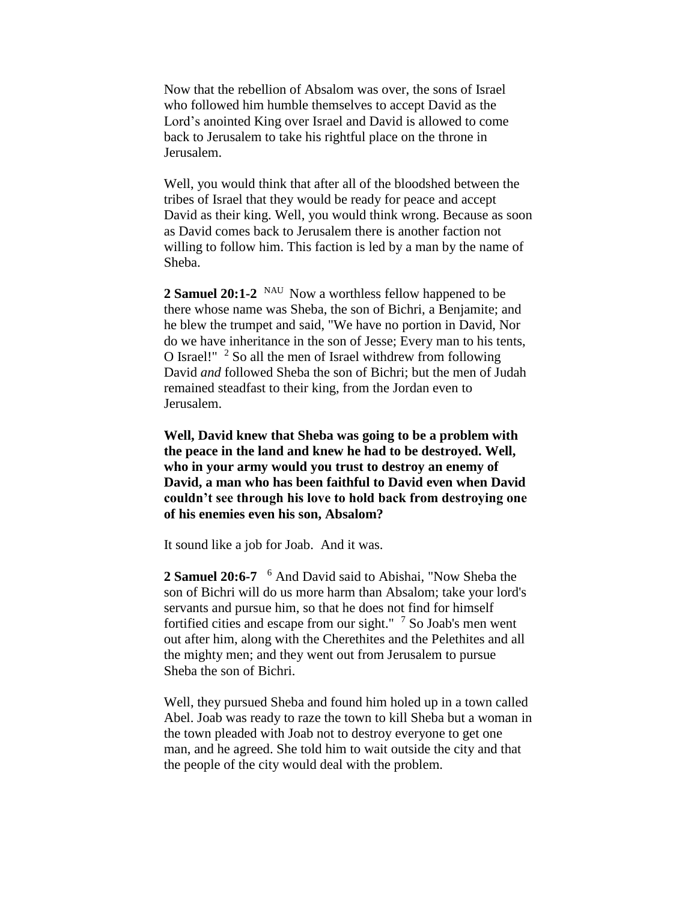Now that the rebellion of Absalom was over, the sons of Israel who followed him humble themselves to accept David as the Lord's anointed King over Israel and David is allowed to come back to Jerusalem to take his rightful place on the throne in Jerusalem.

Well, you would think that after all of the bloodshed between the tribes of Israel that they would be ready for peace and accept David as their king. Well, you would think wrong. Because as soon as David comes back to Jerusalem there is another faction not willing to follow him. This faction is led by a man by the name of Sheba.

**2 Samuel 20:1-2** NAU Now a worthless fellow happened to be there whose name was Sheba, the son of Bichri, a Benjamite; and he blew the trumpet and said, "We have no portion in David, Nor do we have inheritance in the son of Jesse; Every man to his tents, O Israel!" [2] So all the men of Israel withdrew from following David *and* followed Sheba the son of Bichri; but the men of Judah remained steadfast to their king, from the Jordan even to Jerusalem.

**Well, David knew that Sheba was going to be a problem with the peace in the land and knew he had to be destroyed. Well, who in your army would you trust to destroy an enemy of David, a man who has been faithful to David even when David couldn't see through his love to hold back from destroying one of his enemies even his son, Absalom?**

It sound like a job for Joab. And it was.

**2 Samuel 20:6-7** [6] And David said to Abishai, "Now Sheba the son of Bichri will do us more harm than Absalom; take your lord's servants and pursue him, so that he does not find for himself fortified cities and escape from our sight." [7] So Joab's men went out after him, along with the Cherethites and the Pelethites and all the mighty men; and they went out from Jerusalem to pursue Sheba the son of Bichri.

Well, they pursued Sheba and found him holed up in a town called Abel. Joab was ready to raze the town to kill Sheba but a woman in the town pleaded with Joab not to destroy everyone to get one man, and he agreed. She told him to wait outside the city and that the people of the city would deal with the problem.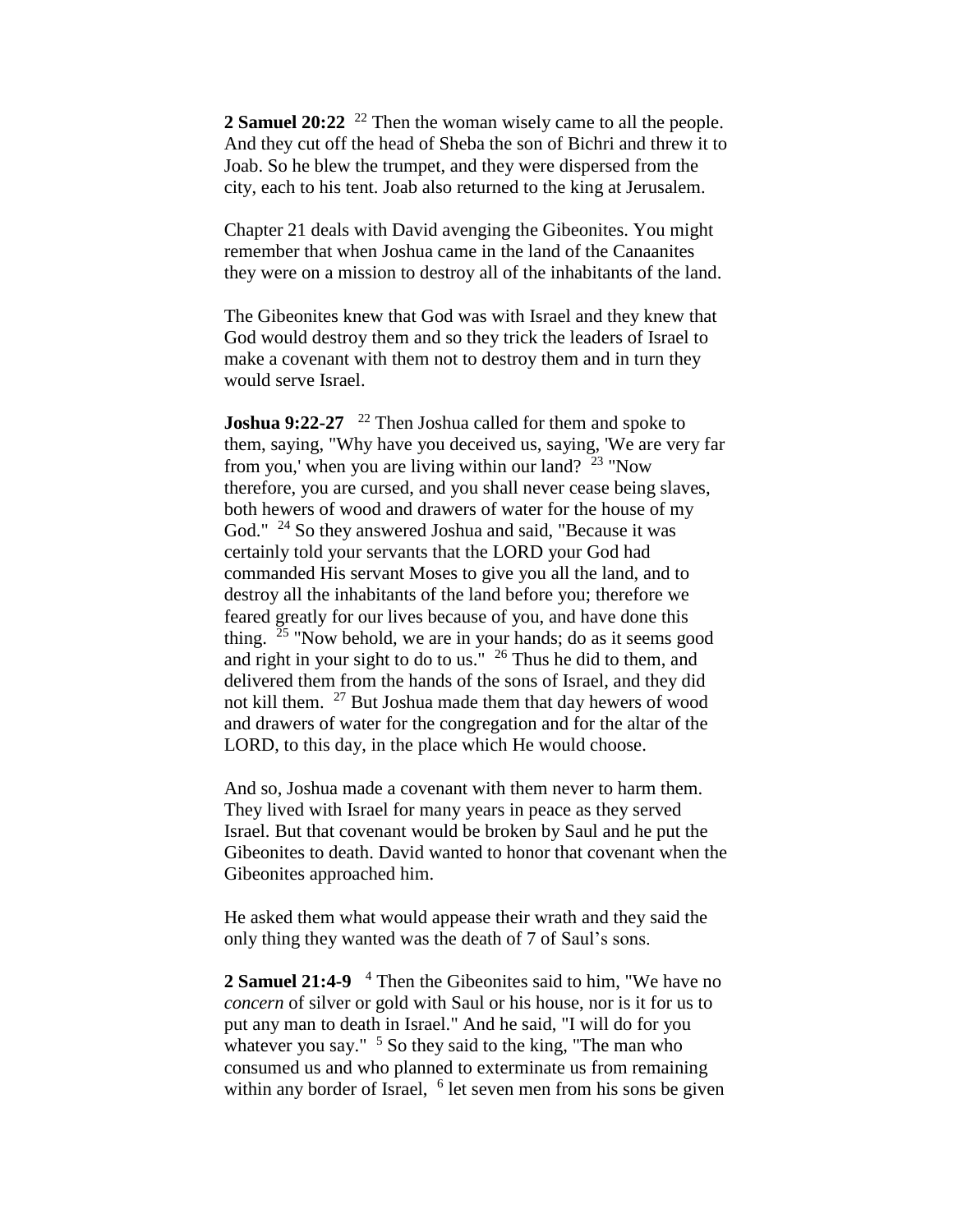**2 Samuel 20:22** [22] Then the woman wisely came to all the people. And they cut off the head of Sheba the son of Bichri and threw it to Joab. So he blew the trumpet, and they were dispersed from the city, each to his tent. Joab also returned to the king at Jerusalem.

Chapter 21 deals with David avenging the Gibeonites. You might remember that when Joshua came in the land of the Canaanites they were on a mission to destroy all of the inhabitants of the land.

The Gibeonites knew that God was with Israel and they knew that God would destroy them and so they trick the leaders of Israel to make a covenant with them not to destroy them and in turn they would serve Israel.

**Joshua 9:22-27** [22] Then Joshua called for them and spoke to them, saying, "Why have you deceived us, saying, 'We are very far from you,' when you are living within our land? [23] "Now therefore, you are cursed, and you shall never cease being slaves, both hewers of wood and drawers of water for the house of my God." [24] So they answered Joshua and said, "Because it was certainly told your servants that the LORD your God had commanded His servant Moses to give you all the land, and to destroy all the inhabitants of the land before you; therefore we feared greatly for our lives because of you, and have done this thing. [25] "Now behold, we are in your hands; do as it seems good and right in your sight to do to us." [26] Thus he did to them, and delivered them from the hands of the sons of Israel, and they did not kill them. [27] But Joshua made them that day hewers of wood and drawers of water for the congregation and for the altar of the LORD, to this day, in the place which He would choose.

And so, Joshua made a covenant with them never to harm them. They lived with Israel for many years in peace as they served Israel. But that covenant would be broken by Saul and he put the Gibeonites to death. David wanted to honor that covenant when the Gibeonites approached him.

He asked them what would appease their wrath and they said the only thing they wanted was the death of 7 of Saul's sons.

**2 Samuel 21:4-9** [4] Then the Gibeonites said to him, "We have no *concern* of silver or gold with Saul or his house, nor is it for us to put any man to death in Israel." And he said, "I will do for you whatever you say." [5] So they said to the king, "The man who consumed us and who planned to exterminate us from remaining within any border of Israel, [6] let seven men from his sons be given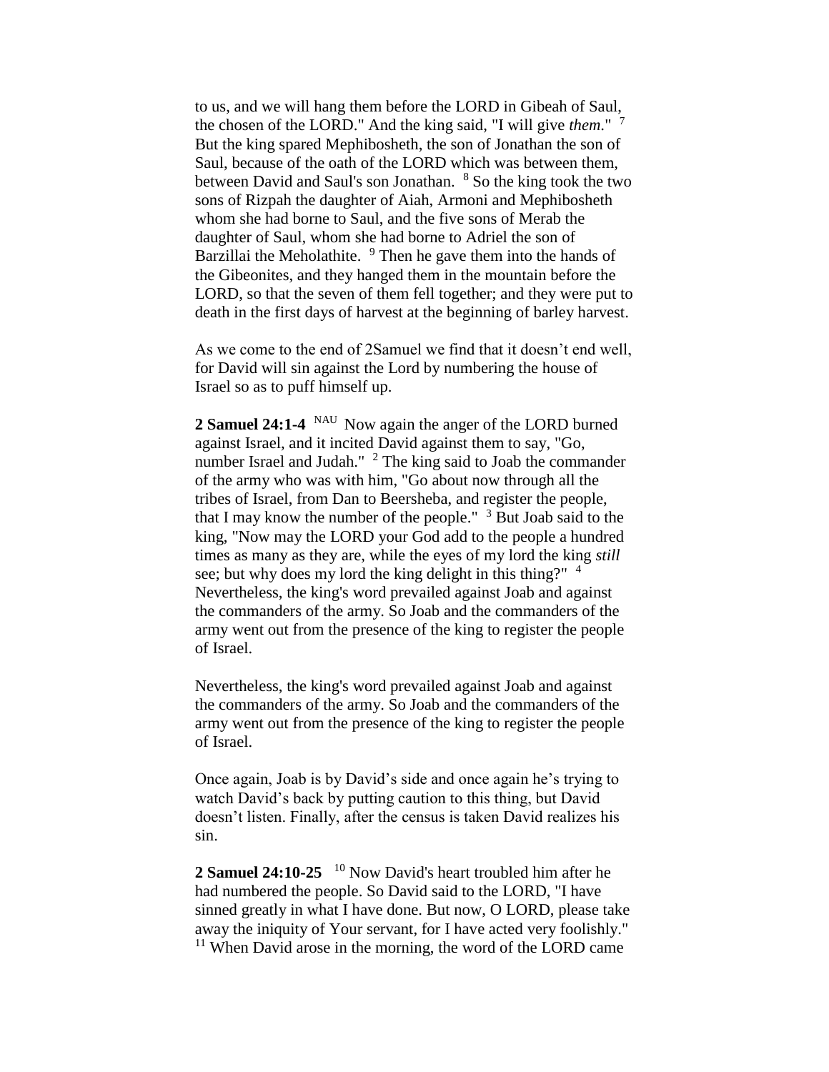to us, and we will hang them before the LORD in Gibeah of Saul, the chosen of the LORD." And the king said, "I will give *them*." [7] But the king spared Mephibosheth, the son of Jonathan the son of Saul, because of the oath of the LORD which was between them, between David and Saul's son Jonathan. [8] So the king took the two sons of Rizpah the daughter of Aiah, Armoni and Mephibosheth whom she had borne to Saul, and the five sons of Merab the daughter of Saul, whom she had borne to Adriel the son of Barzillai the Meholathite. [9] Then he gave them into the hands of the Gibeonites, and they hanged them in the mountain before the LORD, so that the seven of them fell together; and they were put to death in the first days of harvest at the beginning of barley harvest.

As we come to the end of 2Samuel we find that it doesn't end well, for David will sin against the Lord by numbering the house of Israel so as to puff himself up.

**2 Samuel 24:1-4** [NAU] Now again the anger of the LORD burned against Israel, and it incited David against them to say, "Go, number Israel and Judah." [2] The king said to Joab the commander of the army who was with him, "Go about now through all the tribes of Israel, from Dan to Beersheba, and register the people, that I may know the number of the people." [3] But Joab said to the king, "Now may the LORD your God add to the people a hundred times as many as they are, while the eyes of my lord the king *still* see; but why does my lord the king delight in this thing?" [4] Nevertheless, the king's word prevailed against Joab and against the commanders of the army. So Joab and the commanders of the army went out from the presence of the king to register the people of Israel.

Nevertheless, the king's word prevailed against Joab and against the commanders of the army. So Joab and the commanders of the army went out from the presence of the king to register the people of Israel.

Once again, Joab is by David's side and once again he's trying to watch David's back by putting caution to this thing, but David doesn't listen. Finally, after the census is taken David realizes his sin.

**2 Samuel 24:10-25** [10] Now David's heart troubled him after he had numbered the people. So David said to the LORD, "I have sinned greatly in what I have done. But now, O LORD, please take away the iniquity of Your servant, for I have acted very foolishly." [11] When David arose in the morning, the word of the LORD came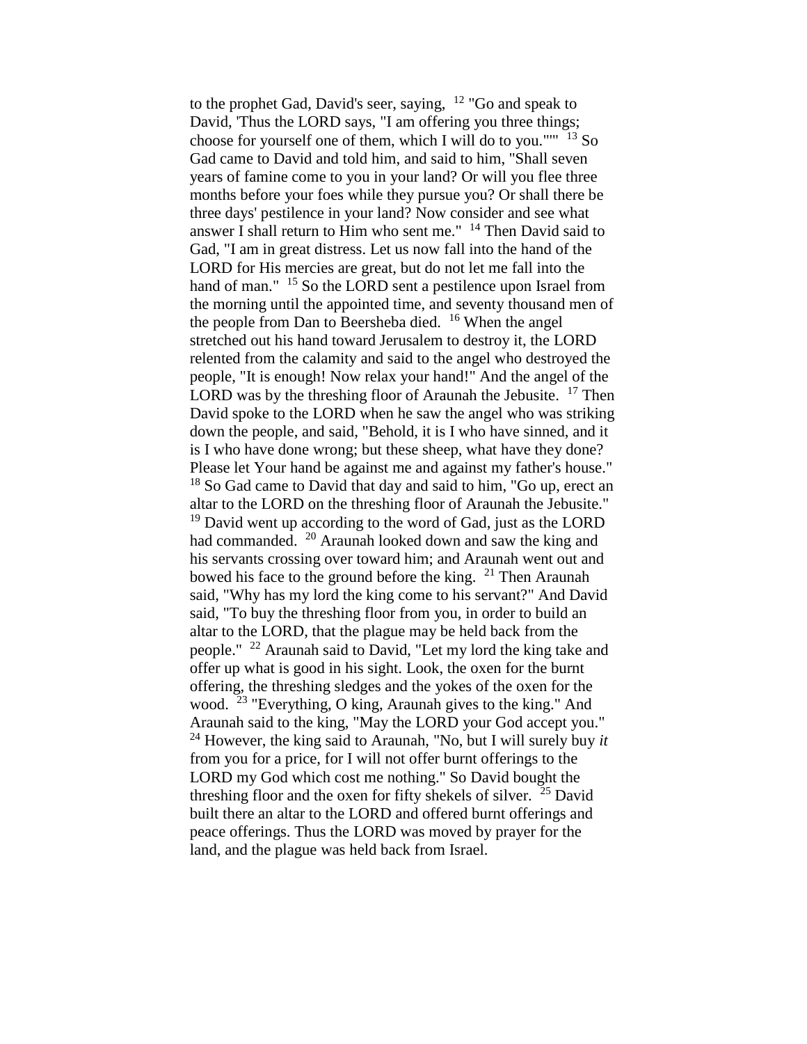to the prophet Gad, David's seer, saying, [12] "Go and speak to David, 'Thus the LORD says, "I am offering you three things; choose for yourself one of them, which I will do to you."'" [13] So Gad came to David and told him, and said to him, "Shall seven years of famine come to you in your land? Or will you flee three months before your foes while they pursue you? Or shall there be three days' pestilence in your land? Now consider and see what answer I shall return to Him who sent me." [14] Then David said to Gad, "I am in great distress. Let us now fall into the hand of the LORD for His mercies are great, but do not let me fall into the hand of man." [15] So the LORD sent a pestilence upon Israel from the morning until the appointed time, and seventy thousand men of the people from Dan to Beersheba died. [16] When the angel stretched out his hand toward Jerusalem to destroy it, the LORD relented from the calamity and said to the angel who destroyed the people, "It is enough! Now relax your hand!" And the angel of the LORD was by the threshing floor of Araunah the Jebusite. [17] Then David spoke to the LORD when he saw the angel who was striking down the people, and said, "Behold, it is I who have sinned, and it is I who have done wrong; but these sheep, what have they done? Please let Your hand be against me and against my father's house." [18] So Gad came to David that day and said to him, "Go up, erect an altar to the LORD on the threshing floor of Araunah the Jebusite." [19] David went up according to the word of Gad, just as the LORD had commanded. [20] Araunah looked down and saw the king and his servants crossing over toward him; and Araunah went out and bowed his face to the ground before the king. [21] Then Araunah said, "Why has my lord the king come to his servant?" And David said, "To buy the threshing floor from you, in order to build an altar to the LORD, that the plague may be held back from the people." [22] Araunah said to David, "Let my lord the king take and offer up what is good in his sight. Look, the oxen for the burnt offering, the threshing sledges and the yokes of the oxen for the wood. [23] "Everything, O king, Araunah gives to the king." And Araunah said to the king, "May the LORD your God accept you." [24] However, the king said to Araunah, "No, but I will surely buy *it* from you for a price, for I will not offer burnt offerings to the LORD my God which cost me nothing." So David bought the threshing floor and the oxen for fifty shekels of silver. [25] David built there an altar to the LORD and offered burnt offerings and peace offerings. Thus the LORD was moved by prayer for the land, and the plague was held back from Israel.